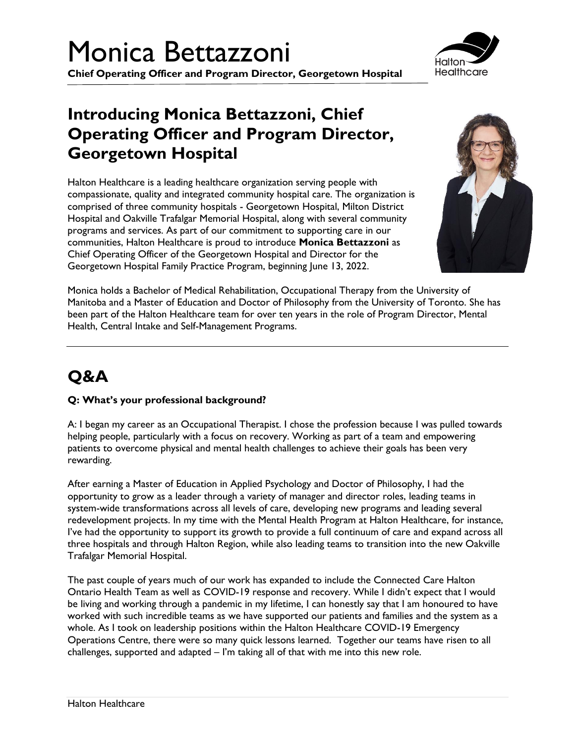# Monica Bettazzoni

**Chief Operating Officer and Program Director, Georgetown Hospital**

## Introducing Monica Bettazzoni, Chief Operating Officer and Program Director, Georgetown Hospital

Halton Healthcare is a leading healthcare organization serving people with compassionate, quality and integrated community hospital care. The organization is comprised of three community hospitals - Georgetown Hospital, Milton District Hospital and Oakville Trafalgar Memorial Hospital, along with several community programs and services. As part of our commitment to supporting care in our communities, Halton Healthcare is proud to introduce **Monica Bettazzoni** as Chief Operating Officer of the Georgetown Hospital and Director for the Georgetown Hospital Family Practice Program, beginning June 13, 2022.

Monica holds a Bachelor of Medical Rehabilitation, Occupational Therapy from the University of Manitoba and a Master of Education and Doctor of Philosophy from the University of Toronto. She has been part of the Halton Healthcare team for over ten years in the role of Program Director, Mental Health, Central Intake and Self-Management Programs.

## Q&A

**Q: What's your professional background?**

A: I began my career as an Occupational Therapist. I chose the profession because I was pulled towards helping people, particularly with a focus on recovery. Working as part of a team and empowering patients to overcome physical and mental health challenges to achieve their goals has been very rewarding.

After earning a Master of Education in Applied Psychology and Doctor of Philosophy, I had the opportunity to grow as a leader through a variety of manager and director roles, leading teams in system-wide transformations across all levels of care, developing new programs and leading several redevelopment projects. In my time with the Mental Health Program at Halton Healthcare, for instance, I've had the opportunity to support its growth to provide a full continuum of care and expand across all three hospitals and through Halton Region, while also leading teams to transition into the new Oakville Trafalgar Memorial Hospital.

The past couple of years much of our work has expanded to include the Connected Care Halton Ontario Health Team as well as COVID-19 response and recovery. While I didn't expect that I would be living and working through a pandemic in my lifetime, I can honestly say that I am honoured to have worked with such incredible teams as we have supported our patients and families and the system as a whole. As I took on leadership positions within the Halton Healthcare COVID-19 Emergency Operations Centre, there were so many quick lessons learned. Together our teams have risen to all challenges, supported and adapted – I'm taking all of that with me into this new role.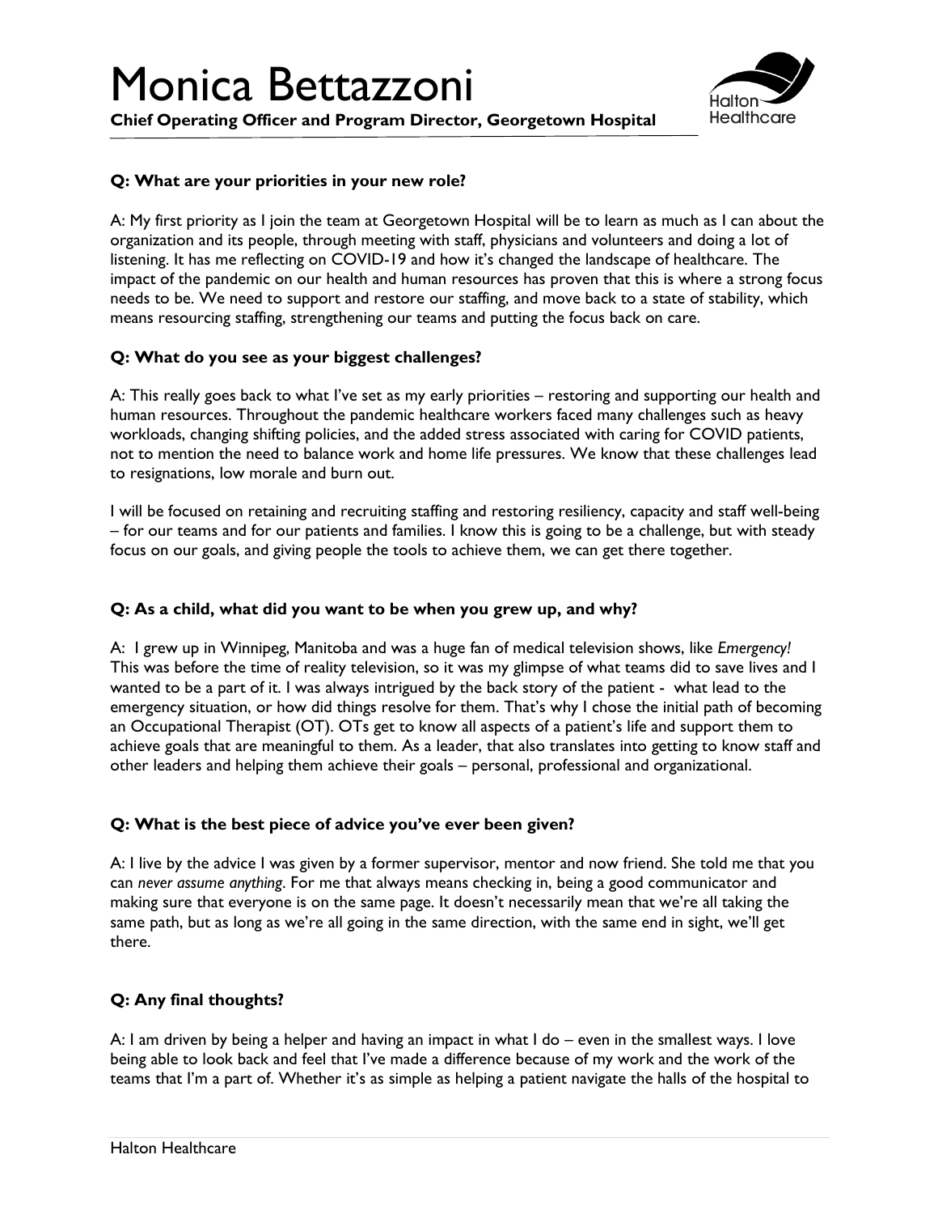# Monica Bettazzoni

**Chief Operating Officer and Program Director, Georgetown Hospital**

**Q: What are your priorities in your new role?**

A: My first priority as I join the team at Georgetown Hospital will be to learn as much as I can about the organization and its people, through meeting with staff, physicians and volunteers and doing a lot of listening. It has me reflecting on COVID-19 and how it's changed the landscape of healthcare. The impact of the pandemic on our health and human resources has proven that this is where a strong focus needs to be. We need to support and restore our staffing, and move back to a state of stability, which means resourcing staffing, strengthening our teams and putting the focus back on care.

**Q: What do you see as your biggest challenges?**

A: This really goes back to what I've set as my early priorities – restoring and supporting our health and human resources. Throughout the pandemic healthcare workers faced many challenges such as heavy workloads, changing shifting policies, and the added stress associated with caring for COVID patients, not to mention the need to balance work and home life pressures. We know that these challenges lead to resignations, low morale and burn out.

I will be focused on retaining and recruiting staffing and restoring resiliency, capacity and staff well-being – for our teams and for our patients and families. I know this is going to be a challenge, but with steady focus on our goals, and giving people the tools to achieve them, we can get there together.

**Q: As a child, what did you want to be when you grew up, and why?**

A: I grew up in Winnipeg, Manitoba and was a huge fan of medical television shows, like *Emergency!* This was before the time of reality television, so it was my glimpse of what teams did to save lives and I wanted to be a part of it. I was always intrigued by the back story of the patient - what lead to the emergency situation, or how did things resolve for them. That's why I chose the initial path of becoming an Occupational Therapist (OT). OTs get to know all aspects of a patient's life and support them to achieve goals that are meaningful to them. As a leader, that also translates into getting to know staff and other leaders and helping them achieve their goals – personal, professional and organizational.

**Q: What is the best piece of advice you've ever been given?**

A: I live by the advice I was given by a former supervisor, mentor and now friend. She told me that you can *never assume anything*. For me that always means checking in, being a good communicator and making sure that everyone is on the same page. It doesn't necessarily mean that we're all taking the same path, but as long as we're all going in the same direction, with the same end in sight, we'll get there.

**Q: Any final thoughts?**

A: I am driven by being a helper and having an impact in what I do – even in the smallest ways. I love being able to look back and feel that I've made a difference because of my work and the work of the teams that I'm a part of. Whether it's as simple as helping a patient navigate the halls of the hospital to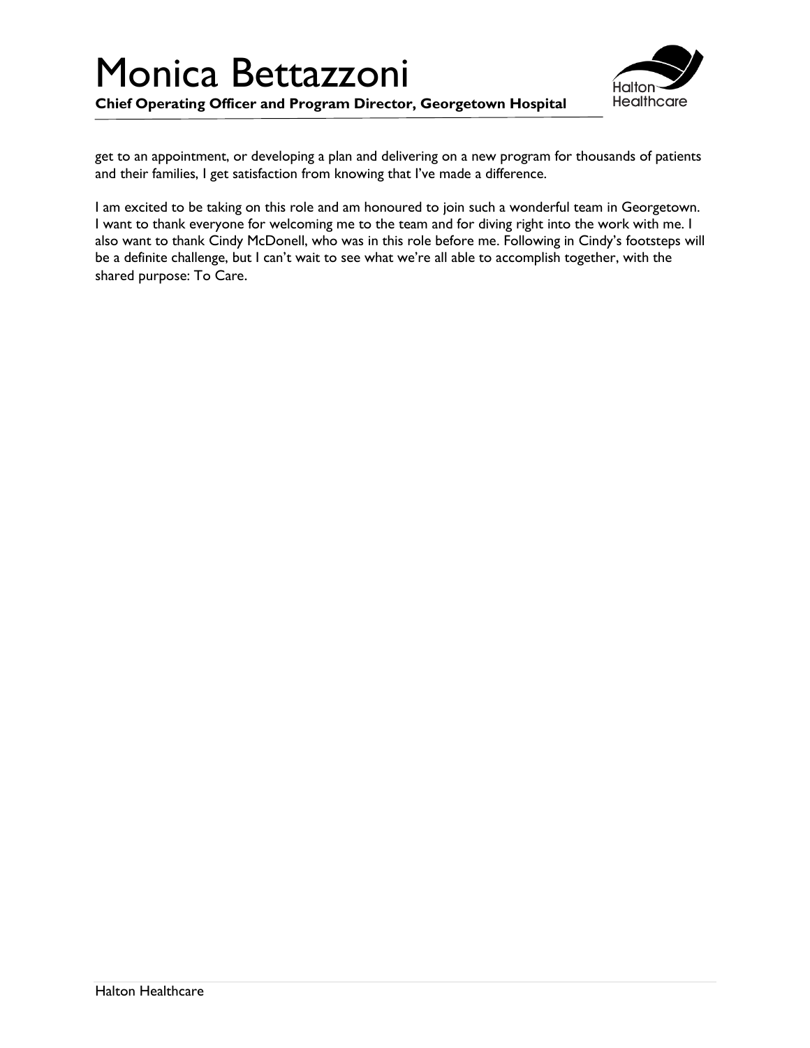get to an appointment, or developing a plan and delivering on a new program for thousands of patients and their families, I get satisfaction from knowing that I've made a difference.

I am excited to be taking on this role and am honoured to join such a wonderful team in Georgetown. I want to thank everyone for welcoming me to the team and for diving right into the work with me. I also want to thank Cindy McDonell, who was in this role before me. Following in Cindy's footsteps will be a definite challenge, but I can't wait to see what we're all able to accomplish together, with the shared purpose: To Care.